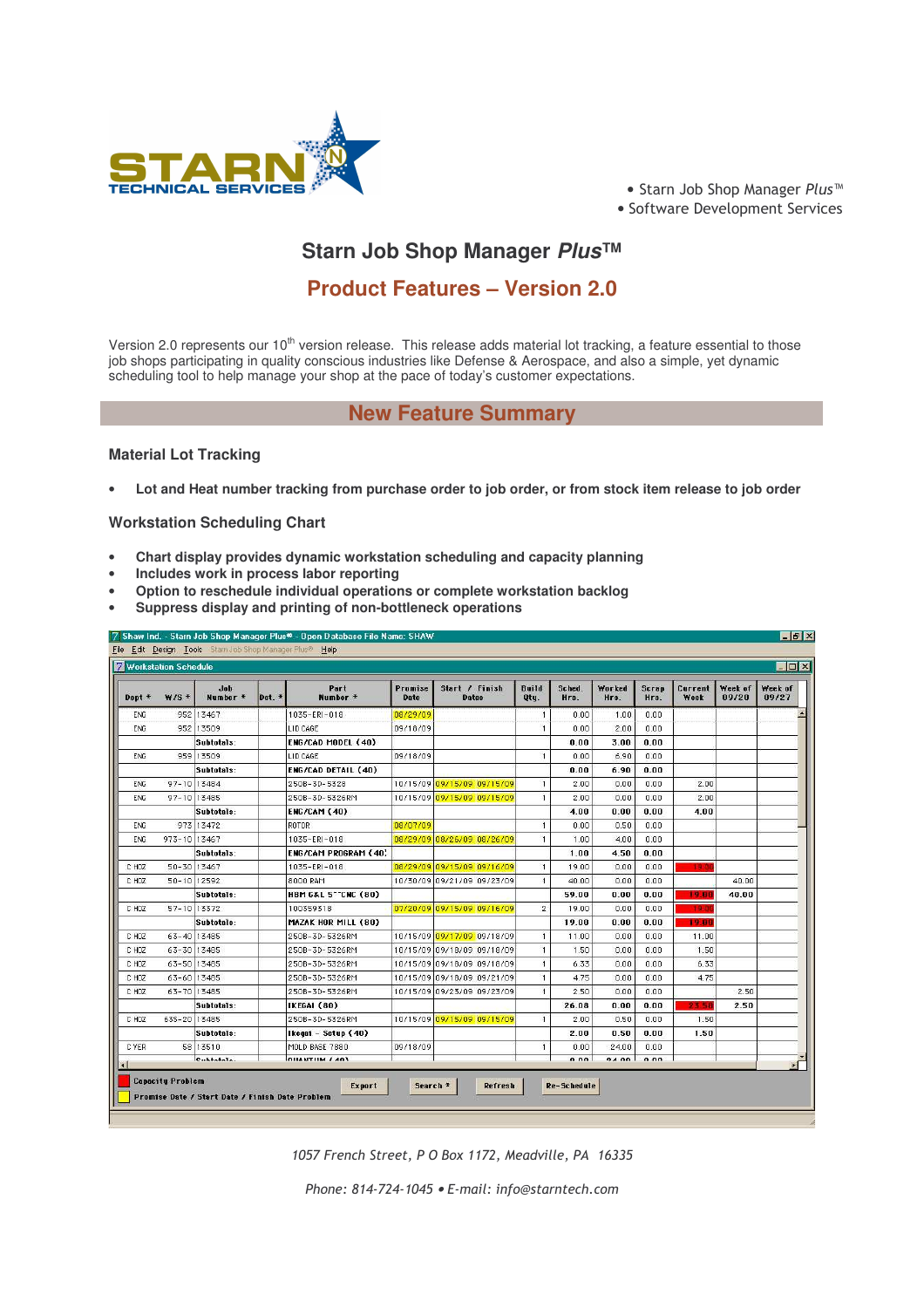STARN TECHNICAL SERVICES

• Starn Job Shop Manager *Plus*™
• Software Development Services

# Starn Job Shop Manager *Plus*™

## Product Features – Version 2.0

Version 2.0 represents our 10th version release. This release adds material lot tracking, a feature essential to those job shops participating in quality conscious industries like Defense & Aerospace, and also a simple, yet dynamic scheduling tool to help manage your shop at the pace of today's customer expectations.

## New Feature Summary

### Material Lot Tracking

- **Lot and Heat number tracking from purchase order to job order, or from stock item release to job order**

### Workstation Scheduling Chart

- **Chart display provides dynamic workstation scheduling and capacity planning**
- **Includes work in process labor reporting**
- **Option to reschedule individual operations or complete workstation backlog**
- **Suppress display and printing of non-bottleneck operations**

Shaw Ind. - Starn Job Shop Manager Plus® - Open Database File Name: SHAW

Workstation Schedule

| Dept * | W/S * | Job Number * | Dot. * | Part Number * | Promise Date | Start / Finish Dates | Build Qty. | Sched. Hrs. | Worked Hrs. | Scrap Hrs. | Current Week | Week of 09/20 | Week of 09/27 |
|---|---|---|---|---|---|---|---|---|---|---|---|---|---|
| ENG | 952 | 13467 | | 1035-ERI-018 | 08/29/09 | | 1 | 0.00 | 1.00 | 0.00 | | | |
| ENG | 952 | 13509 | | LID CAGE | 09/18/09 | | 1 | 0.00 | 2.00 | 0.00 | | | |
| | | Subtotals: | | ENG/CAD MODEL (40) | | | | 0.00 | 3.00 | 0.00 | | | |
| ENG | 959 | 13509 | | LID CAGE | 09/18/09 | | 1 | 0.00 | 6.90 | 0.00 | | | |
| | | Subtotals: | | ENG/CAD DETAIL (40) | | | | 0.00 | 6.90 | 0.00 | | | |
| ENG | 97-10 | 13484 | | 250B-3D-5328 | 10/15/09 | 09/15/09 09/15/09 | 1 | 2.00 | 0.00 | 0.00 | 2.00 | | |
| ENG | 97-10 | 13485 | | 250B-3D-5326RM | 10/15/09 | 09/15/09 09/15/09 | 1 | 2.00 | 0.00 | 0.00 | 2.00 | | |
| | | Subtotals: | | ENG/CAM (40) | | | | 4.00 | 0.00 | 0.00 | 4.00 | | |
| ENG | 973 | 13472 | | ROTOR | 08/07/09 | | 1 | 0.00 | 0.50 | 0.00 | | | |
| ENG | 973-10 | 13467 | | 1035-ERI-018 | 08/29/09 | 08/26/09 08/26/09 | 1 | 1.00 | 4.00 | 0.00 | | | |
| | | Subtotals: | | ENG/CAM PROGRAM (40) | | | | 1.00 | 4.50 | 0.00 | | | |
| C HOZ | 50-30 | 13467 | | 1035-ERI-018 | 08/29/09 | 09/15/09 09/16/09 | 1 | 19.00 | 0.00 | 0.00 | 19.00 | | |
| C HOZ | 50-10 | 12592 | | 8000 RAM | 10/30/09 | 09/21/09 09/23/09 | 1 | 40.00 | 0.00 | 0.00 | | 40.00 | |
| | | Subtotals: | | HBM G&L 5"CNC (80) | | | | 59.00 | 0.00 | 0.00 | 19.00 | 40.00 | |
| C HOZ | 57-10 | 13372 | | 100359518 | 07/20/09 | 09/15/09 09/16/09 | 2 | 19.00 | 0.00 | 0.00 | 19.00 | | |
| | | Subtotals: | | MAZAK HOR MILL (80) | | | | 19.00 | 0.00 | 0.00 | 19.00 | | |
| C HOZ | 63-40 | 13485 | | 250B-3D-5326RM | 10/15/09 | 09/17/09 09/18/09 | 1 | 11.00 | 0.00 | 0.00 | 11.00 | | |
| C HOZ | 63-30 | 13485 | | 250B-3D-5326RM | 10/15/09 | 09/18/09 09/18/09 | 1 | 1.50 | 0.00 | 0.00 | 1.50 | | |
| C HOZ | 63-50 | 13485 | | 250B-3D-5326RM | 10/15/09 | 09/18/09 09/18/09 | 1 | 6.33 | 0.00 | 0.00 | 6.33 | | |
| C HOZ | 63-60 | 13485 | | 250B-3D-5326RM | 10/15/09 | 09/18/09 09/21/09 | 1 | 4.75 | 0.00 | 0.00 | 4.75 | | |
| C HOZ | 63-70 | 13485 | | 250B-3D-5326RM | 10/15/09 | 09/23/09 09/23/09 | 1 | 2.50 | 0.00 | 0.00 | | | 2.50 |
| | | Subtotals: | | IKEGAI (80) | | | | 26.08 | 0.00 | 0.00 | 23.58 | | 2.50 |
| C HOZ | 63S-20 | 13485 | | 250B-3D-5326RM | 10/15/09 | 09/15/09 09/15/09 | 1 | 2.00 | 0.50 | 0.00 | 1.50 | | |
| | | Subtotals: | | Ikegai - Setup (40) | | | | 2.00 | 0.50 | 0.00 | 1.50 | | |
| C YER | 58 | 13510 | | MOLD BASE 7880 | 09/18/09 | | 1 | 0.00 | 24.00 | 0.00 | | | |

Capacity Problem
Promise Date / Start Date / Finish Date Problem

Export | Search * | Refresh | Re-Schedule

*1057 French Street, P O Box 1172, Meadville, PA 16335*

*Phone: 814-724-1045 • E-mail: info@starntech.com*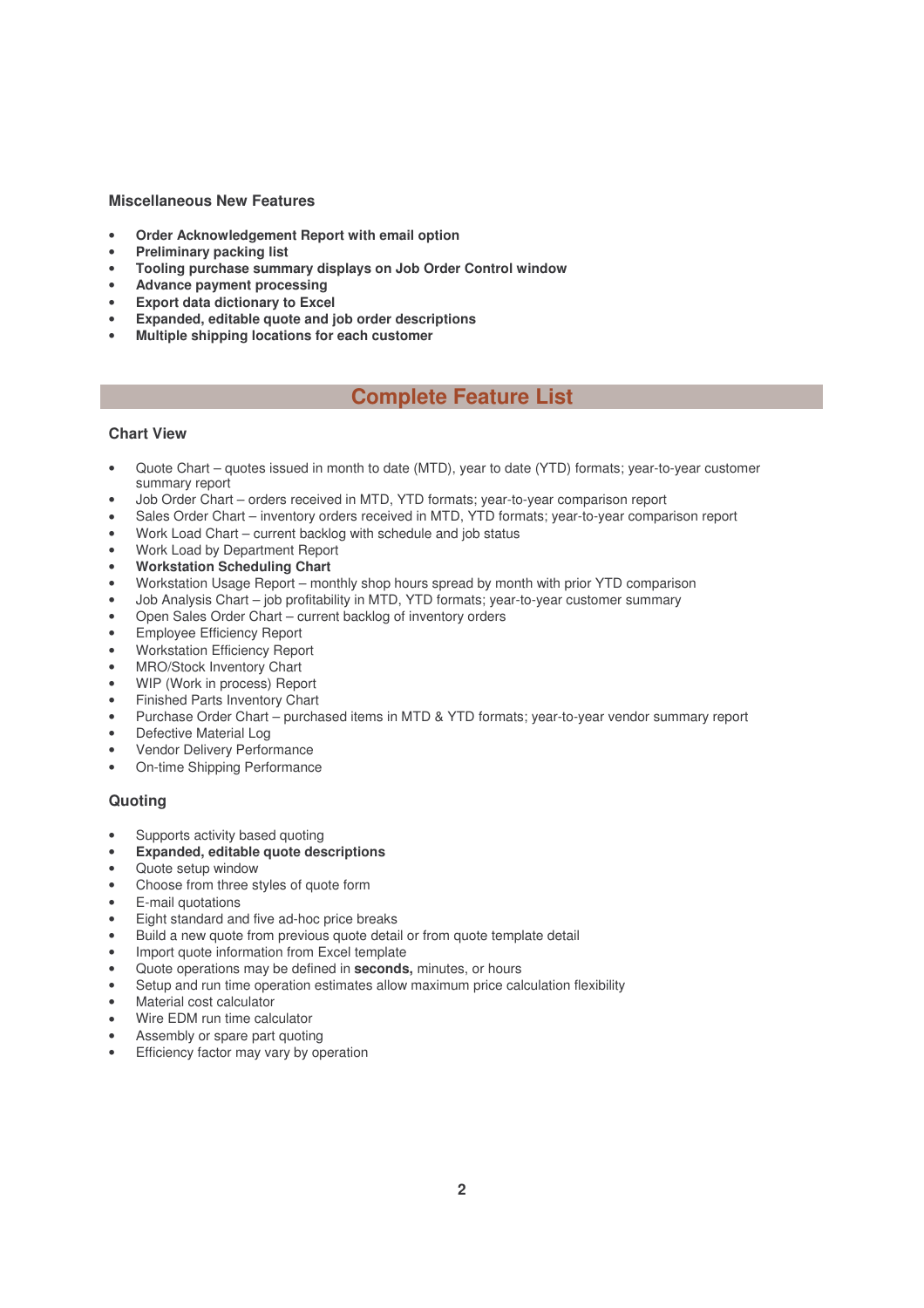### Miscellaneous New Features

- **Order Acknowledgement Report with email option**
- **Preliminary packing list**
- **Tooling purchase summary displays on Job Order Control window**
- **Advance payment processing**
- **Export data dictionary to Excel**
- **Expanded, editable quote and job order descriptions**
- **Multiple shipping locations for each customer**

## Complete Feature List

### Chart View

- Quote Chart – quotes issued in month to date (MTD), year to date (YTD) formats; year-to-year customer summary report
- Job Order Chart – orders received in MTD, YTD formats; year-to-year comparison report
- Sales Order Chart – inventory orders received in MTD, YTD formats; year-to-year comparison report
- Work Load Chart – current backlog with schedule and job status
- Work Load by Department Report
- **Workstation Scheduling Chart**
- Workstation Usage Report – monthly shop hours spread by month with prior YTD comparison
- Job Analysis Chart – job profitability in MTD, YTD formats; year-to-year customer summary
- Open Sales Order Chart – current backlog of inventory orders
- Employee Efficiency Report
- Workstation Efficiency Report
- MRO/Stock Inventory Chart
- WIP (Work in process) Report
- Finished Parts Inventory Chart
- Purchase Order Chart – purchased items in MTD & YTD formats; year-to-year vendor summary report
- Defective Material Log
- Vendor Delivery Performance
- On-time Shipping Performance

### Quoting

- Supports activity based quoting
- **Expanded, editable quote descriptions**
- Quote setup window
- Choose from three styles of quote form
- E-mail quotations
- Eight standard and five ad-hoc price breaks
- Build a new quote from previous quote detail or from quote template detail
- Import quote information from Excel template
- Quote operations may be defined in **seconds,** minutes, or hours
- Setup and run time operation estimates allow maximum price calculation flexibility
- Material cost calculator
- Wire EDM run time calculator
- Assembly or spare part quoting
- Efficiency factor may vary by operation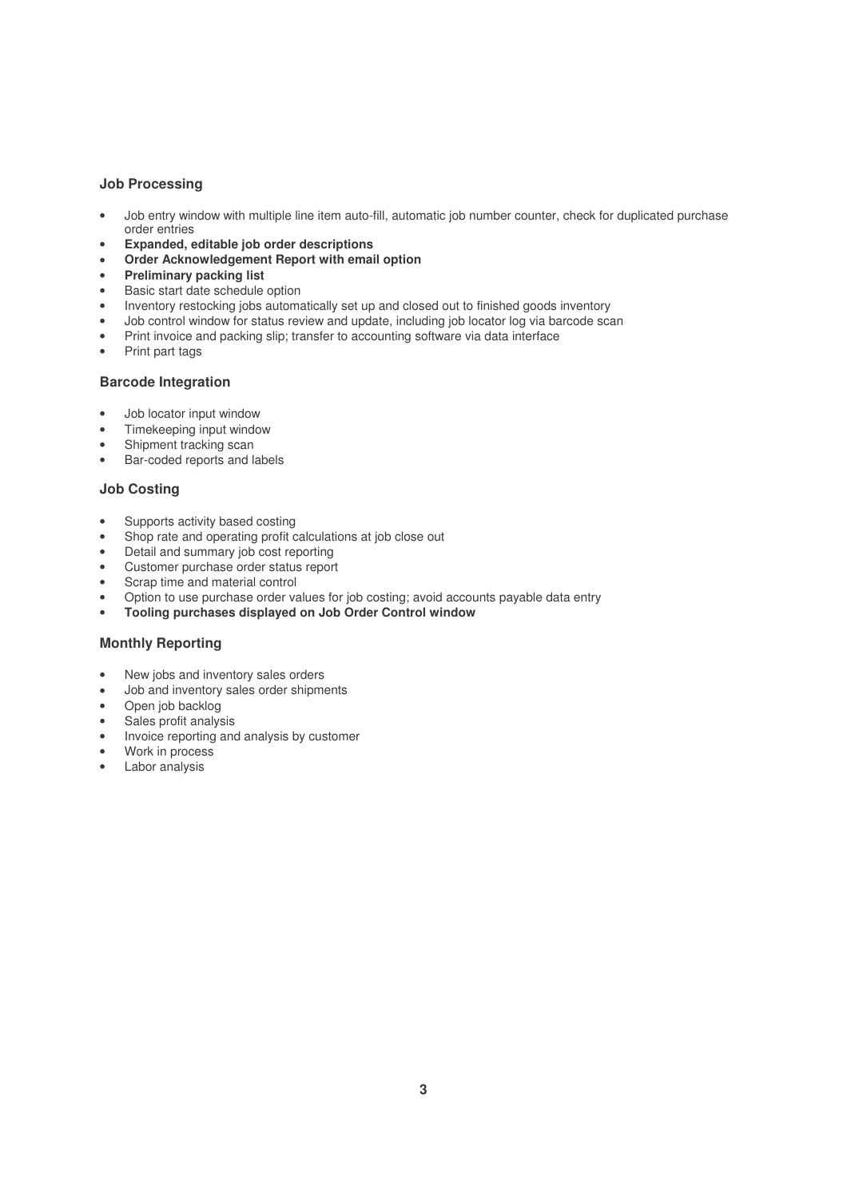### Job Processing

- Job entry window with multiple line item auto-fill, automatic job number counter, check for duplicated purchase order entries
- **Expanded, editable job order descriptions**
- **Order Acknowledgement Report with email option**
- **Preliminary packing list**
- Basic start date schedule option
- Inventory restocking jobs automatically set up and closed out to finished goods inventory
- Job control window for status review and update, including job locator log via barcode scan
- Print invoice and packing slip; transfer to accounting software via data interface
- Print part tags

### Barcode Integration

- Job locator input window
- Timekeeping input window
- Shipment tracking scan
- Bar-coded reports and labels

### Job Costing

- Supports activity based costing
- Shop rate and operating profit calculations at job close out
- Detail and summary job cost reporting
- Customer purchase order status report
- Scrap time and material control
- Option to use purchase order values for job costing; avoid accounts payable data entry
- **Tooling purchases displayed on Job Order Control window**

### Monthly Reporting

- New jobs and inventory sales orders
- Job and inventory sales order shipments
- Open job backlog
- Sales profit analysis
- Invoice reporting and analysis by customer
- Work in process
- Labor analysis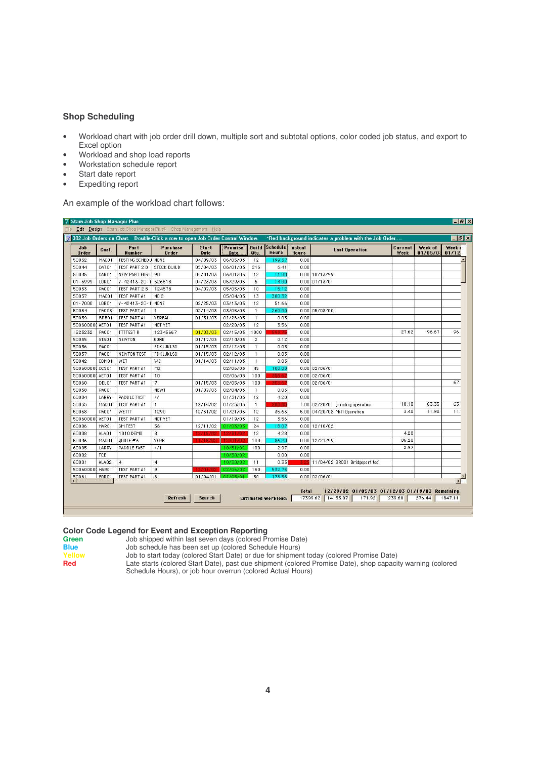## Shop Scheduling

- Workload chart with job order drill down, multiple sort and subtotal options, color coded job status, and export to Excel option
- Workload and shop load reports
- Workstation schedule report
- Start date report
- Expediting report

An example of the workload chart follows:

Stam Job Shop Manager Plus

File Edit Design Stam Job Shop Manager Plus® Shop Management Help

302 Job Orders on Chart. Double-Click a row to open Job Order Control Window. *Red background indicates a problem with the Job Order....

| Job Order | Cust. | Part Number | Purchase Order | Start Date | Promise Date | Build Qty. | Schedule Hours | Actual Hours | Last Operation | Current Week | Week of 01/05/03 | Week of 01/12 |
|---|---|---|---|---|---|---|---|---|---|---|---|---|
| 50052 | MAC01 | TESTING SCHEDU | NONE | 04/09/03 | 06/05/03 | 12 | 199.37 | 0.00 | | | | |
| 50044 | DAT01 | TEST PART 2 B | STOCK BUILD | 05/04/03 | 06/01/03 | 216 | 6.41 | 0.00 | | | | |
| 50045 | CAR01 | NEW PART FOR U | 90 | 04/01/03 | 06/01/03 | 12 | 11.00 | 0.00 | 10/13/99 | | | |
| 01-6999 | LOR01 | Y-42413-20-1 | 526518 | 04/23/03 | 05/29/03 | 6 | 14.00 | 0.00 | 07/13/01 | | | |
| 50053 | FAC01 | TEST PART 2 B | 124578 | 04/07/03 | 05/05/03 | 10 | 15.12 | 0.00 | | | | |
| 50057 | MAC01 | TEST PART A1 | NO 2 | | 05/04/03 | 13 | 380.32 | 0.00 | | | | |
| 01-7000 | LOR01 | Y-42413-20-1 | NONE | 02/25/03 | 03/13/03 | 12 | 51.66 | 0.00 | | | | |
| 50054 | FAC03 | TEST PART A1 | 1 | 02/14/03 | 03/05/03 | 1 | 260.00 | 0.00 | 05/03/00 | | | |
| 50039 | BPB01 | TEST PART A1 | VERBAL | 01/31/03 | 02/28/03 | 1 | 0.03 | 0.00 | | | | |
| 50060000 | AET01 | TEST PART A1 | NOT YET | | 02/20/03 | 12 | 3.56 | 0.00 | | | | |
| 1223232 | FAC01 | TTTTEST R | 12345667 | 01/03/03 | 02/15/03 | 1000 | | 0.00 | | 27.62 | 95.67 | 96. |
| 50055 | STA01 | NEWTON | GONE | 01/17/03 | 02/14/03 | 2 | 0.12 | 0.00 | | | | |
| 50036 | FAC01 | | FDKLJKLSD | 01/15/03 | 02/12/03 | 1 | 0.03 | 0.00 | | | | |
| 50037 | FAC01 | NEWTON TEST | FDKLJKLSD | 01/15/03 | 02/12/03 | 1 | 0.03 | 0.00 | | | | |
| 50042 | COM01 | WET | WE | 01/14/03 | 02/11/03 | 1 | 0.03 | 0.00 | | | | |
| 50060000 | DCS01 | TEST PART A1 | MO | | 02/05/03 | 45 | 100.00 | 0.00 | 02/06/01 | | | |
| 50060000 | AET01 | TEST PART A1 | 10 | | 02/05/03 | 100 | | 0.00 | 02/06/01 | | | |
| 50060 | DEL01 | TEST PART A1 | 7 | 01/15/03 | 02/05/03 | 100 | | 0.00 | 02/06/01 | | | 67. |
| 50058 | FAC01 | | NEWT | 01/07/03 | 02/04/03 | 1 | 0.03 | 0.00 | | | | |
| 60004 | LARRY | PADDLE FAST | 77 | | 01/31/03 | 12 | 4.28 | 0.00 | | | | |
| 50055 | MAC01 | TEST PART A1 | 1 | 12/14/02 | 01/25/03 | 1 | | 1.00 | 02/20/01 grinding operation | 18.10 | 63.35 | 63. |
| 50058 | FAC01 | WETTT | 1290 | 12/31/02 | 01/21/03 | 12 | 35.63 | 5.00 | 04/20/02 Mill Operation | 3.40 | 11.90 | 11. |
| 50060000 | AET01 | TEST PART A1 | NOT YET | | 01/19/03 | 12 | 3.56 | 0.00 | | | | |
| 60006 | HAR01 | GM TEST | 56 | 12/11/02 | 01/03/03 | 24 | 18.07 | 0.00 | 12/10/02 | | | |
| 60008 | ALA01 | 1010 DEMO | 8 | 12/15/02 | 12/31/02 | 12 | 4.28 | 0.00 | | 4.28 | | |
| 50046 | MAC01 | QUOTE #3 | YERB | 11/18/02 | 12/31/02 | 100 | 86.20 | 0.00 | 12/21/99 | 86.20 | | |
| 60005 | LARRY | PADDLE FAST | 7/1 | | 10/31/02 | 100 | 2.97 | 0.00 | | 2.97 | | |
| 60002 | TCE | | | | 10/30/02 | | 0.00 | 0.00 | | | | |
| 60001 | ALA02 | 4 | 4 | | 10/30/02 | 11 | 0.33 | | 11/04/02 BR001 Bridgeport tool | | | |
| 50060000 | HAR01 | TEST PART A1 | 9 | 12/01/02 | 02/06/02 | 150 | 552.75 | 0.00 | | | | |
| 50061 | FOR01 | TEST PART A1 | 8 | 01/04/01 | 02/05/01 | 50 | 178.58 | 0.00 | 02/06/01 | | | |

Refresh Search

| Estimated Workload: | Total | 12/29/02 | 01/05/03 | 01/12/03 | 01/19/03 | Remaining |
|---|---|---|---|---|---|---|
| | 17399.62 | 14135.07 | 171.92 | 239.68 | 276.44 | 1847.11 |

### Color Code Legend for Event and Exception Reporting

**Green** Job shipped within last seven days (colored Promise Date)

**Blue** Job schedule has been set up (colored Schedule Hours)

**Yellow** Job to start today (colored Start Date) or due for shipment today (colored Promise Date)

**Red** Late starts (colored Start Date), past due shipment (colored Promise Date), shop capacity warning (colored Schedule Hours), or job hour overrun (colored Actual Hours)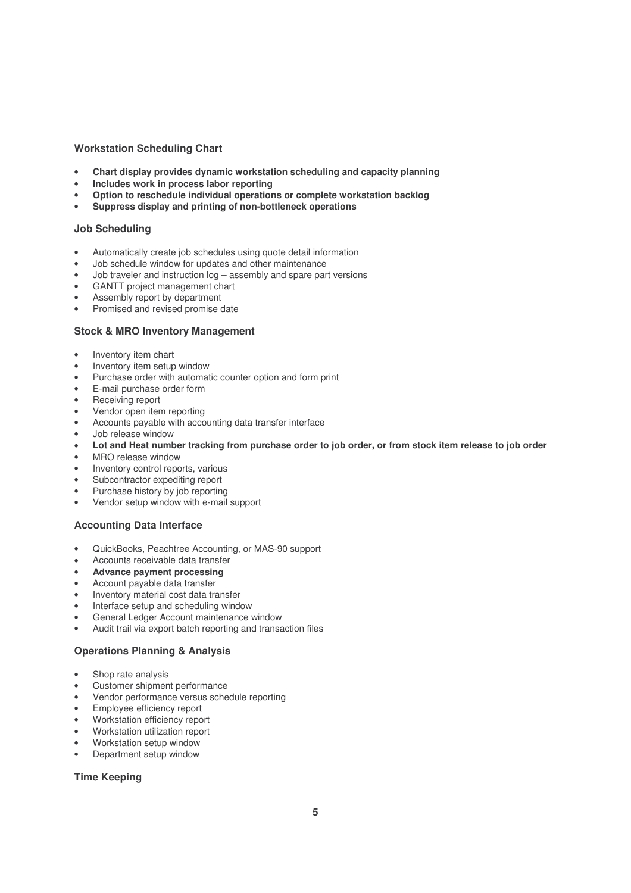### Workstation Scheduling Chart

- **Chart display provides dynamic workstation scheduling and capacity planning**
- **Includes work in process labor reporting**
- **Option to reschedule individual operations or complete workstation backlog**
- **Suppress display and printing of non-bottleneck operations**

### Job Scheduling

- Automatically create job schedules using quote detail information
- Job schedule window for updates and other maintenance
- Job traveler and instruction log – assembly and spare part versions
- GANTT project management chart
- Assembly report by department
- Promised and revised promise date

### Stock & MRO Inventory Management

- Inventory item chart
- Inventory item setup window
- Purchase order with automatic counter option and form print
- E-mail purchase order form
- Receiving report
- Vendor open item reporting
- Accounts payable with accounting data transfer interface
- Job release window
- **Lot and Heat number tracking from purchase order to job order, or from stock item release to job order**
- MRO release window
- Inventory control reports, various
- Subcontractor expediting report
- Purchase history by job reporting
- Vendor setup window with e-mail support

### Accounting Data Interface

- QuickBooks, Peachtree Accounting, or MAS-90 support
- Accounts receivable data transfer
- **Advance payment processing**
- Account payable data transfer
- Inventory material cost data transfer
- Interface setup and scheduling window
- General Ledger Account maintenance window
- Audit trail via export batch reporting and transaction files

### Operations Planning & Analysis

- Shop rate analysis
- Customer shipment performance
- Vendor performance versus schedule reporting
- Employee efficiency report
- Workstation efficiency report
- Workstation utilization report
- Workstation setup window
- Department setup window

### Time Keeping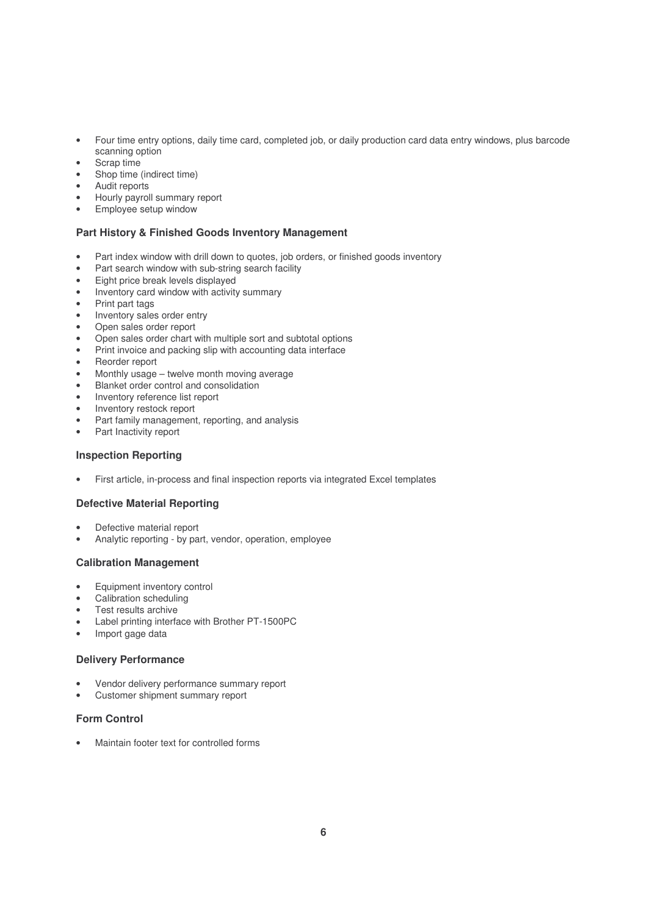- Four time entry options, daily time card, completed job, or daily production card data entry windows, plus barcode scanning option
- Scrap time
- Shop time (indirect time)
- Audit reports
- Hourly payroll summary report
- Employee setup window

### Part History & Finished Goods Inventory Management

- Part index window with drill down to quotes, job orders, or finished goods inventory
- Part search window with sub-string search facility
- Eight price break levels displayed
- Inventory card window with activity summary
- Print part tags
- Inventory sales order entry
- Open sales order report
- Open sales order chart with multiple sort and subtotal options
- Print invoice and packing slip with accounting data interface
- Reorder report
- Monthly usage – twelve month moving average
- Blanket order control and consolidation
- Inventory reference list report
- Inventory restock report
- Part family management, reporting, and analysis
- Part Inactivity report

### Inspection Reporting

- First article, in-process and final inspection reports via integrated Excel templates

### Defective Material Reporting

- Defective material report
- Analytic reporting - by part, vendor, operation, employee

### Calibration Management

- Equipment inventory control
- Calibration scheduling
- Test results archive
- Label printing interface with Brother PT-1500PC
- Import gage data

### Delivery Performance

- Vendor delivery performance summary report
- Customer shipment summary report

### Form Control

- Maintain footer text for controlled forms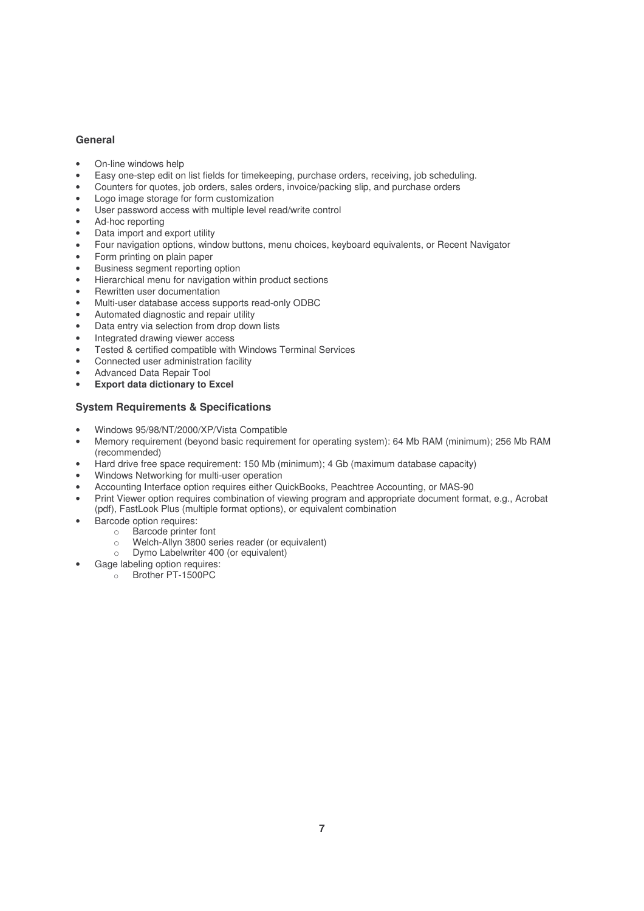### General

- On-line windows help
- Easy one-step edit on list fields for timekeeping, purchase orders, receiving, job scheduling.
- Counters for quotes, job orders, sales orders, invoice/packing slip, and purchase orders
- Logo image storage for form customization
- User password access with multiple level read/write control
- Ad-hoc reporting
- Data import and export utility
- Four navigation options, window buttons, menu choices, keyboard equivalents, or Recent Navigator
- Form printing on plain paper
- Business segment reporting option
- Hierarchical menu for navigation within product sections
- Rewritten user documentation
- Multi-user database access supports read-only ODBC
- Automated diagnostic and repair utility
- Data entry via selection from drop down lists
- Integrated drawing viewer access
- Tested & certified compatible with Windows Terminal Services
- Connected user administration facility
- Advanced Data Repair Tool
- **Export data dictionary to Excel**

### System Requirements & Specifications

- Windows 95/98/NT/2000/XP/Vista Compatible
- Memory requirement (beyond basic requirement for operating system): 64 Mb RAM (minimum); 256 Mb RAM (recommended)
- Hard drive free space requirement: 150 Mb (minimum); 4 Gb (maximum database capacity)
- Windows Networking for multi-user operation
- Accounting Interface option requires either QuickBooks, Peachtree Accounting, or MAS-90
- Print Viewer option requires combination of viewing program and appropriate document format, e.g., Acrobat (pdf), FastLook Plus (multiple format options), or equivalent combination
- Barcode option requires:
  - Barcode printer font
  - Welch-Allyn 3800 series reader (or equivalent)
  - Dymo Labelwriter 400 (or equivalent)
- Gage labeling option requires:
  - Brother PT-1500PC